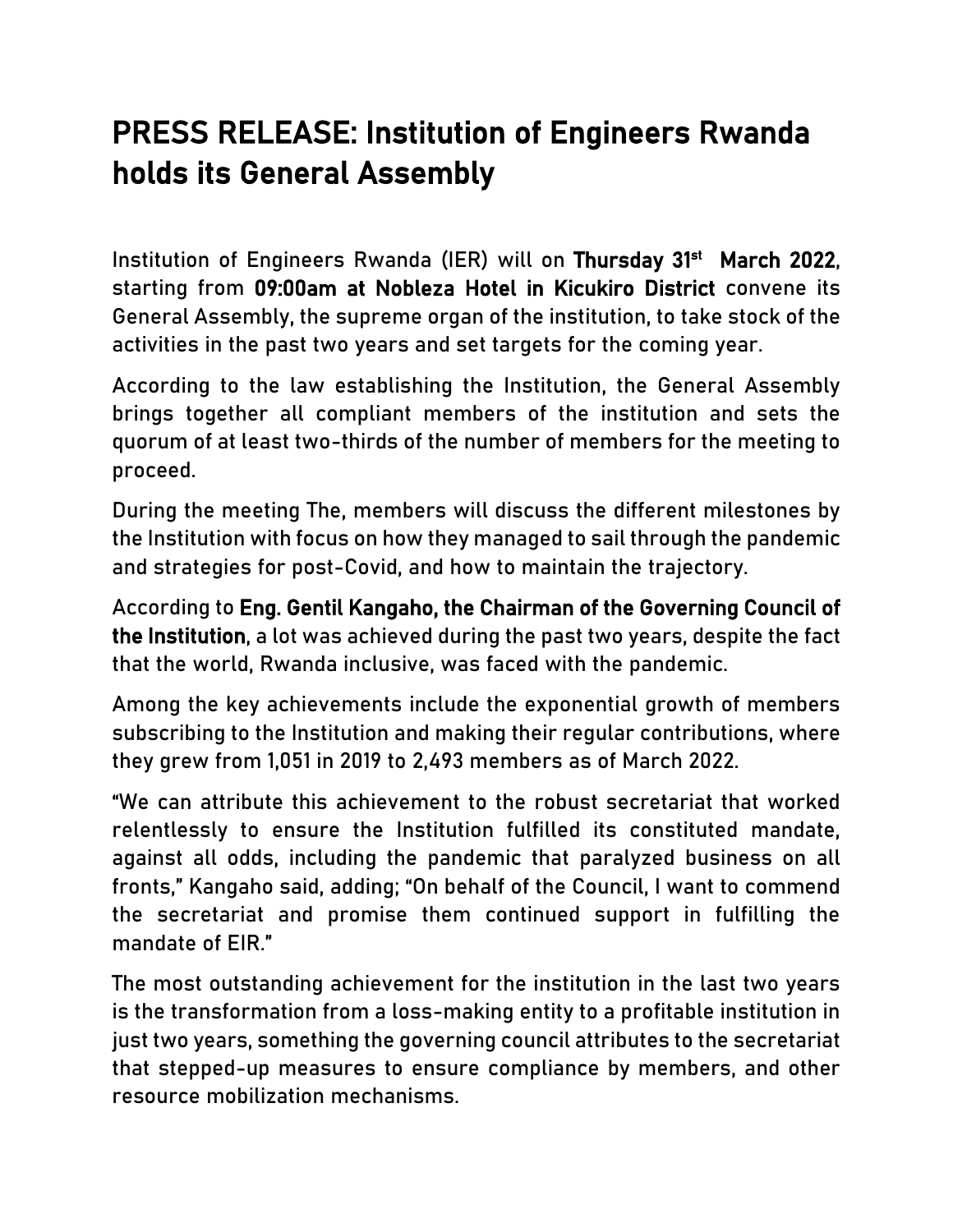# PRESS RELEASE: Institution of Engineers Rwanda holds its General Assembly

Institution of Engineers Rwanda (IER) will on **Thursday 31st March 2022**, starting from **09:00am at Nobleza Hotel in Kicukiro District** convene its General Assembly, the supreme organ of the institution, to take stock of the activities in the past two years and set targets for the coming year.

According to the law establishing the Institution, the General Assembly brings together all compliant members of the institution and sets the quorum of at least two-thirds of the number of members for the meeting to proceed.

During the meeting The, members will discuss the different milestones by the Institution with focus on how they managed to sail through the pandemic and strategies for post-Covid, and how to maintain the trajectory.

According to **Eng. Gentil Kangaho, the Chairman of the Governing Council of the Institution**, a lot was achieved during the past two years, despite the fact that the world, Rwanda inclusive, was faced with the pandemic.

Among the key achievements include the exponential growth of members subscribing to the Institution and making their regular contributions, where they grew from 1,051 in 2019 to 2,493 members as of March 2022.

"We can attribute this achievement to the robust secretariat that worked relentlessly to ensure the Institution fulfilled its constituted mandate, against all odds, including the pandemic that paralyzed business on all fronts," Kangaho said, adding; "On behalf of the Council, I want to commend the secretariat and promise them continued support in fulfilling the mandate of EIR."

The most outstanding achievement for the institution in the last two years is the transformation from a loss-making entity to a profitable institution in just two years, something the governing council attributes to the secretariat that stepped-up measures to ensure compliance by members, and other resource mobilization mechanisms.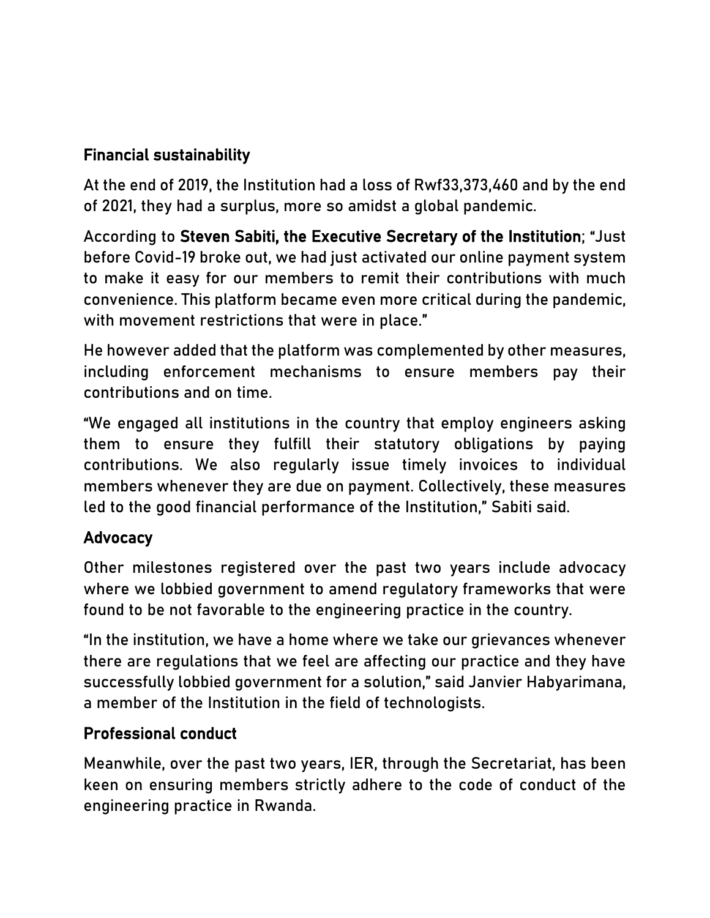## Financial sustainability

At the end of 2019, the Institution had a loss of Rwf33,373,460 and by the end of 2021, they had a surplus, more so amidst a global pandemic.

According to **Steven Sabiti, the Executive Secretary of the Institution**; "Just before Covid-19 broke out, we had just activated our online payment system to make it easy for our members to remit their contributions with much convenience. This platform became even more critical during the pandemic, with movement restrictions that were in place."

He however added that the platform was complemented by other measures, including enforcement mechanisms to ensure members pay their contributions and on time.

"We engaged all institutions in the country that employ engineers asking them to ensure they fulfill their statutory obligations by paying contributions. We also regularly issue timely invoices to individual members whenever they are due on payment. Collectively, these measures led to the good financial performance of the Institution," Sabiti said.

## Advocacy

Other milestones registered over the past two years include advocacy where we lobbied government to amend regulatory frameworks that were found to be not favorable to the engineering practice in the country.

"In the institution, we have a home where we take our grievances whenever there are regulations that we feel are affecting our practice and they have successfully lobbied government for a solution," said Janvier Habyarimana, a member of the Institution in the field of technologists.

## Professional conduct

Meanwhile, over the past two years, IER, through the Secretariat, has been keen on ensuring members strictly adhere to the code of conduct of the engineering practice in Rwanda.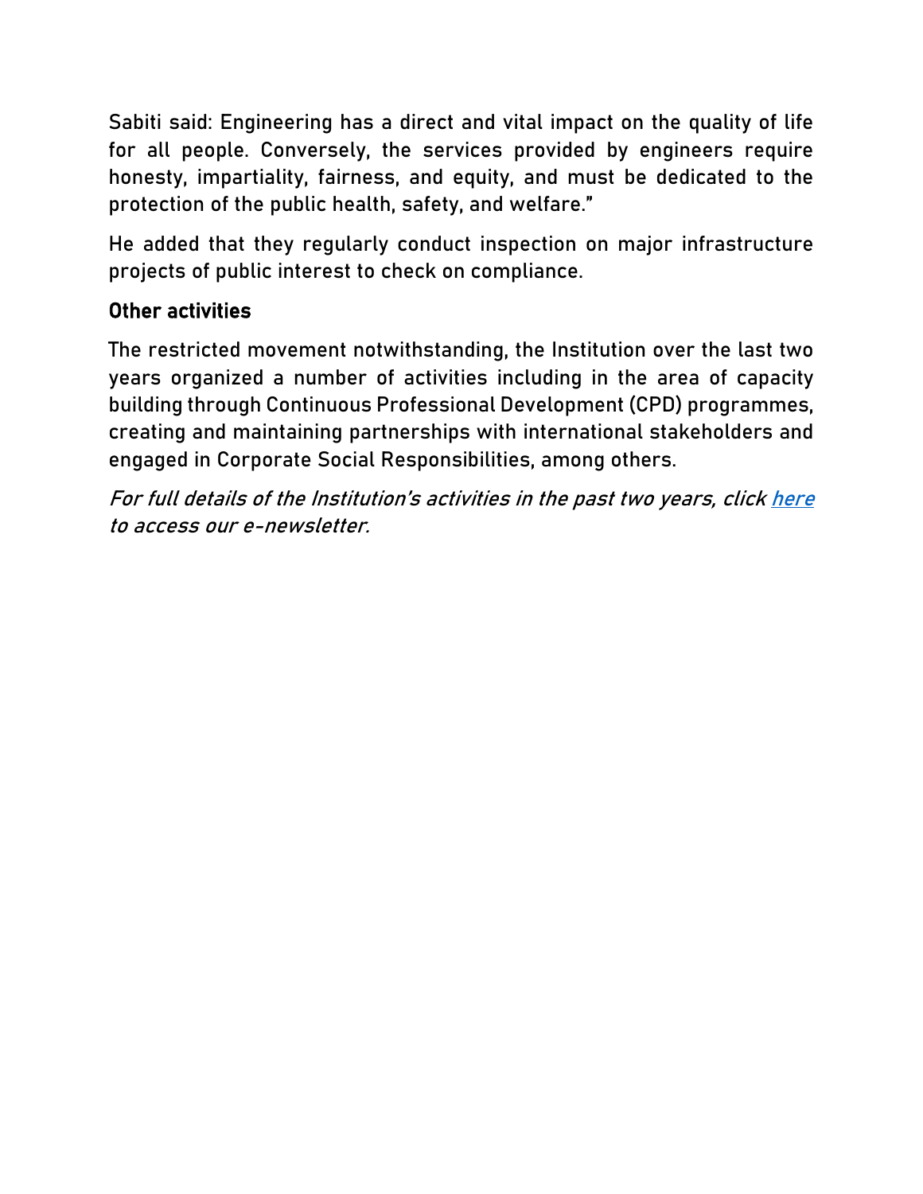Sabiti said: Engineering has a direct and vital impact on the quality of life for all people. Conversely, the services provided by engineers require honesty, impartiality, fairness, and equity, and must be dedicated to the protection of the public health, safety, and welfare."

He added that they regularly conduct inspection on major infrastructure projects of public interest to check on compliance.

### Other activities

The restricted movement notwithstanding, the Institution over the last two years organized a number of activities including in the area of capacity building through Continuous Professional Development (CPD) programmes, creating and maintaining partnerships with international stakeholders and engaged in Corporate Social Responsibilities, among others.

*For full details of the Institution's activities in the past two years, click here to access our e-newsletter.*